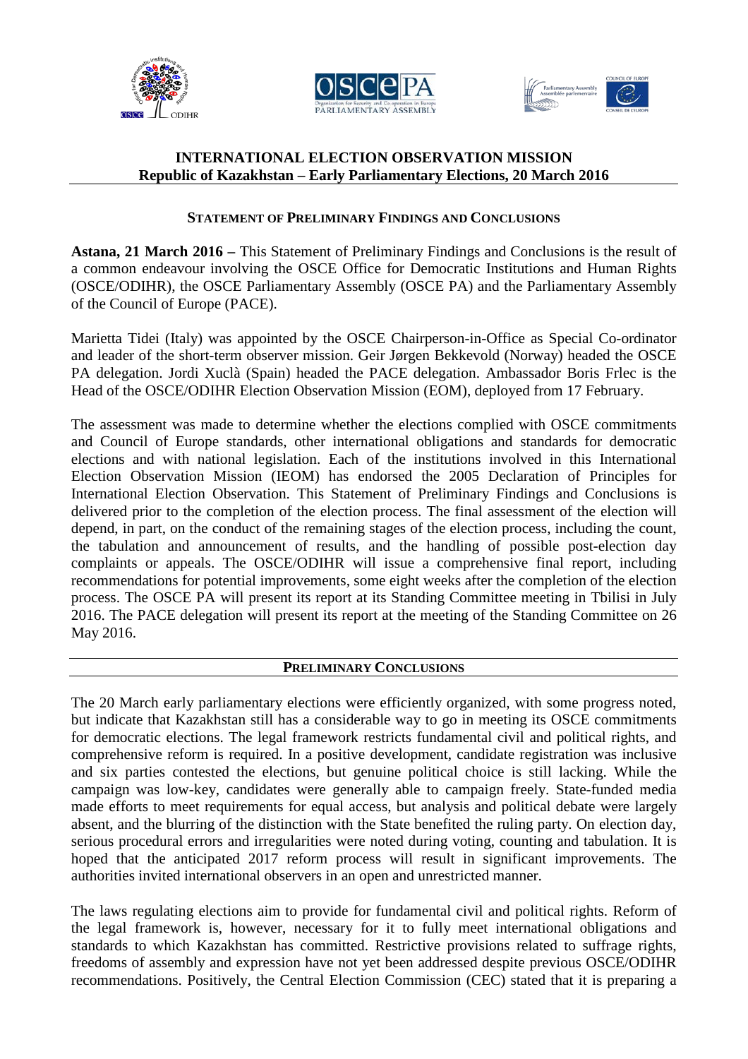# INTERNATIONAL ELECTION OBSERVATION MISSION
## Republic of Kazakhstan – Early Parliamentary Elections, 20 March 2016

### STATEMENT OF PRELIMINARY FINDINGS AND CONCLUSIONS

**Astana, 21 March 2016 –** This Statement of Preliminary Findings and Conclusions is the result of a common endeavour involving the OSCE Office for Democratic Institutions and Human Rights (OSCE/ODIHR), the OSCE Parliamentary Assembly (OSCE PA) and the Parliamentary Assembly of the Council of Europe (PACE).

Marietta Tidei (Italy) was appointed by the OSCE Chairperson-in-Office as Special Co-ordinator and leader of the short-term observer mission. Geir Jørgen Bekkevold (Norway) headed the OSCE PA delegation. Jordi Xuclà (Spain) headed the PACE delegation. Ambassador Boris Frlec is the Head of the OSCE/ODIHR Election Observation Mission (EOM), deployed from 17 February.

The assessment was made to determine whether the elections complied with OSCE commitments and Council of Europe standards, other international obligations and standards for democratic elections and with national legislation. Each of the institutions involved in this International Election Observation Mission (IEOM) has endorsed the 2005 Declaration of Principles for International Election Observation. This Statement of Preliminary Findings and Conclusions is delivered prior to the completion of the election process. The final assessment of the election will depend, in part, on the conduct of the remaining stages of the election process, including the count, the tabulation and announcement of results, and the handling of possible post-election day complaints or appeals. The OSCE/ODIHR will issue a comprehensive final report, including recommendations for potential improvements, some eight weeks after the completion of the election process. The OSCE PA will present its report at its Standing Committee meeting in Tbilisi in July 2016. The PACE delegation will present its report at the meeting of the Standing Committee on 26 May 2016.

### PRELIMINARY CONCLUSIONS

The 20 March early parliamentary elections were efficiently organized, with some progress noted, but indicate that Kazakhstan still has a considerable way to go in meeting its OSCE commitments for democratic elections. The legal framework restricts fundamental civil and political rights, and comprehensive reform is required. In a positive development, candidate registration was inclusive and six parties contested the elections, but genuine political choice is still lacking. While the campaign was low-key, candidates were generally able to campaign freely. State-funded media made efforts to meet requirements for equal access, but analysis and political debate were largely absent, and the blurring of the distinction with the State benefited the ruling party. On election day, serious procedural errors and irregularities were noted during voting, counting and tabulation. It is hoped that the anticipated 2017 reform process will result in significant improvements. The authorities invited international observers in an open and unrestricted manner.

The laws regulating elections aim to provide for fundamental civil and political rights. Reform of the legal framework is, however, necessary for it to fully meet international obligations and standards to which Kazakhstan has committed. Restrictive provisions related to suffrage rights, freedoms of assembly and expression have not yet been addressed despite previous OSCE/ODIHR recommendations. Positively, the Central Election Commission (CEC) stated that it is preparing a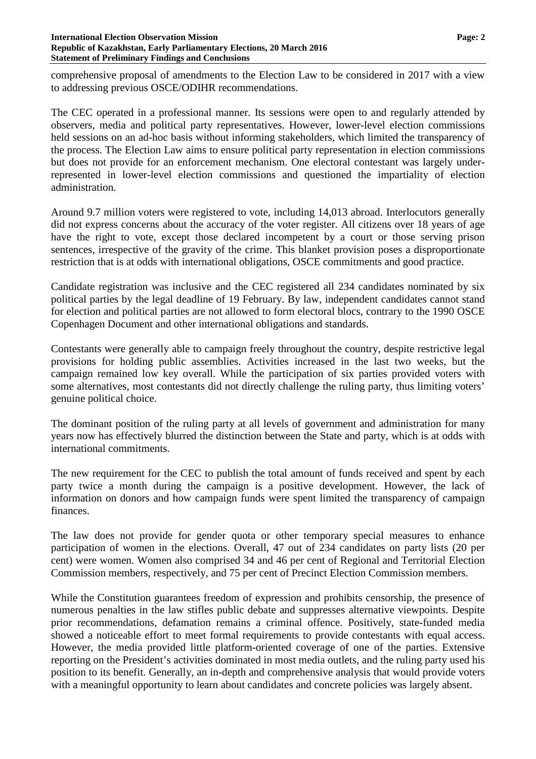comprehensive proposal of amendments to the Election Law to be considered in 2017 with a view to addressing previous OSCE/ODIHR recommendations.

The CEC operated in a professional manner. Its sessions were open to and regularly attended by observers, media and political party representatives. However, lower-level election commissions held sessions on an ad-hoc basis without informing stakeholders, which limited the transparency of the process. The Election Law aims to ensure political party representation in election commissions but does not provide for an enforcement mechanism. One electoral contestant was largely under-represented in lower-level election commissions and questioned the impartiality of election administration.

Around 9.7 million voters were registered to vote, including 14,013 abroad. Interlocutors generally did not express concerns about the accuracy of the voter register. All citizens over 18 years of age have the right to vote, except those declared incompetent by a court or those serving prison sentences, irrespective of the gravity of the crime. This blanket provision poses a disproportionate restriction that is at odds with international obligations, OSCE commitments and good practice.

Candidate registration was inclusive and the CEC registered all 234 candidates nominated by six political parties by the legal deadline of 19 February. By law, independent candidates cannot stand for election and political parties are not allowed to form electoral blocs, contrary to the 1990 OSCE Copenhagen Document and other international obligations and standards.

Contestants were generally able to campaign freely throughout the country, despite restrictive legal provisions for holding public assemblies. Activities increased in the last two weeks, but the campaign remained low key overall. While the participation of six parties provided voters with some alternatives, most contestants did not directly challenge the ruling party, thus limiting voters' genuine political choice.

The dominant position of the ruling party at all levels of government and administration for many years now has effectively blurred the distinction between the State and party, which is at odds with international commitments.

The new requirement for the CEC to publish the total amount of funds received and spent by each party twice a month during the campaign is a positive development. However, the lack of information on donors and how campaign funds were spent limited the transparency of campaign finances.

The law does not provide for gender quota or other temporary special measures to enhance participation of women in the elections. Overall, 47 out of 234 candidates on party lists (20 per cent) were women. Women also comprised 34 and 46 per cent of Regional and Territorial Election Commission members, respectively, and 75 per cent of Precinct Election Commission members.

While the Constitution guarantees freedom of expression and prohibits censorship, the presence of numerous penalties in the law stifles public debate and suppresses alternative viewpoints. Despite prior recommendations, defamation remains a criminal offence. Positively, state-funded media showed a noticeable effort to meet formal requirements to provide contestants with equal access. However, the media provided little platform-oriented coverage of one of the parties. Extensive reporting on the President's activities dominated in most media outlets, and the ruling party used his position to its benefit. Generally, an in-depth and comprehensive analysis that would provide voters with a meaningful opportunity to learn about candidates and concrete policies was largely absent.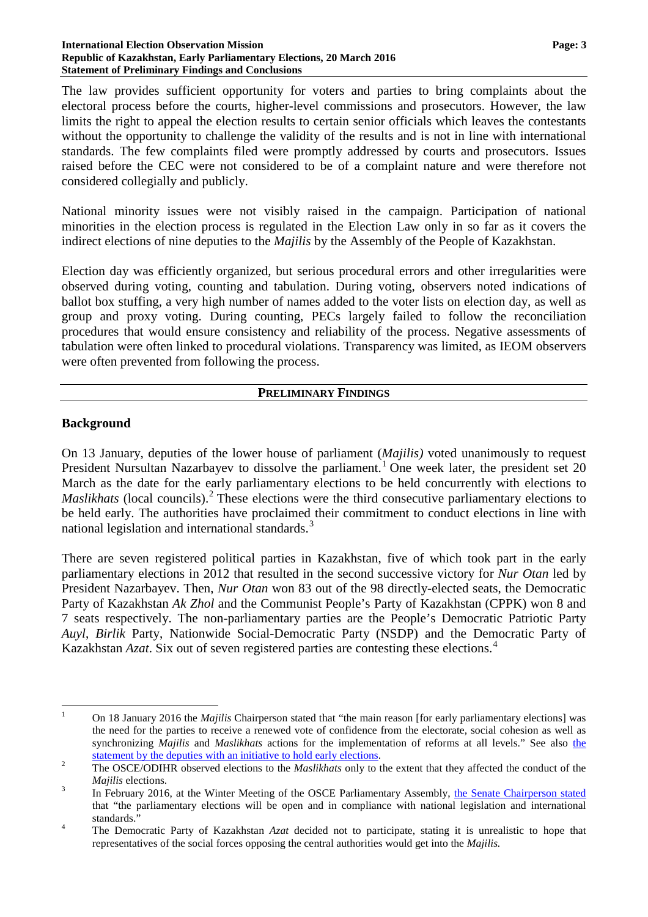The law provides sufficient opportunity for voters and parties to bring complaints about the electoral process before the courts, higher-level commissions and prosecutors. However, the law limits the right to appeal the election results to certain senior officials which leaves the contestants without the opportunity to challenge the validity of the results and is not in line with international standards. The few complaints filed were promptly addressed by courts and prosecutors. Issues raised before the CEC were not considered to be of a complaint nature and were therefore not considered collegially and publicly.

National minority issues were not visibly raised in the campaign. Participation of national minorities in the election process is regulated in the Election Law only in so far as it covers the indirect elections of nine deputies to the *Majilis* by the Assembly of the People of Kazakhstan.

Election day was efficiently organized, but serious procedural errors and other irregularities were observed during voting, counting and tabulation. During voting, observers noted indications of ballot box stuffing, a very high number of names added to the voter lists on election day, as well as group and proxy voting. During counting, PECs largely failed to follow the reconciliation procedures that would ensure consistency and reliability of the process. Negative assessments of tabulation were often linked to procedural violations. Transparency was limited, as IEOM observers were often prevented from following the process.

## PRELIMINARY FINDINGS

### Background

On 13 January, deputies of the lower house of parliament (*Majilis)* voted unanimously to request President Nursultan Nazarbayev to dissolve the parliament.[1] One week later, the president set 20 March as the date for the early parliamentary elections to be held concurrently with elections to *Maslikhats* (local councils).[2] These elections were the third consecutive parliamentary elections to be held early. The authorities have proclaimed their commitment to conduct elections in line with national legislation and international standards.[3]

There are seven registered political parties in Kazakhstan, five of which took part in the early parliamentary elections in 2012 that resulted in the second successive victory for *Nur Otan* led by President Nazarbayev. Then, *Nur Otan* won 83 out of the 98 directly-elected seats, the Democratic Party of Kazakhstan *Ak Zhol* and the Communist People's Party of Kazakhstan (CPPK) won 8 and 7 seats respectively. The non-parliamentary parties are the People's Democratic Patriotic Party *Auyl*, *Birlik* Party, Nationwide Social-Democratic Party (NSDP) and the Democratic Party of Kazakhstan *Azat*. Six out of seven registered parties are contesting these elections.[4]

---

[1] On 18 January 2016 the *Majilis* Chairperson stated that "the main reason [for early parliamentary elections] was the need for the parties to receive a renewed vote of confidence from the electorate, social cohesion as well as synchronizing *Majilis* and *Maslikhats* actions for the implementation of reforms at all levels." See also the statement by the deputies with an initiative to hold early elections.

[2] The OSCE/ODIHR observed elections to the *Maslikhats* only to the extent that they affected the conduct of the *Majilis* elections.

[3] In February 2016, at the Winter Meeting of the OSCE Parliamentary Assembly, the Senate Chairperson stated that "the parliamentary elections will be open and in compliance with national legislation and international standards."

[4] The Democratic Party of Kazakhstan *Azat* decided not to participate, stating it is unrealistic to hope that representatives of the social forces opposing the central authorities would get into the *Majilis.*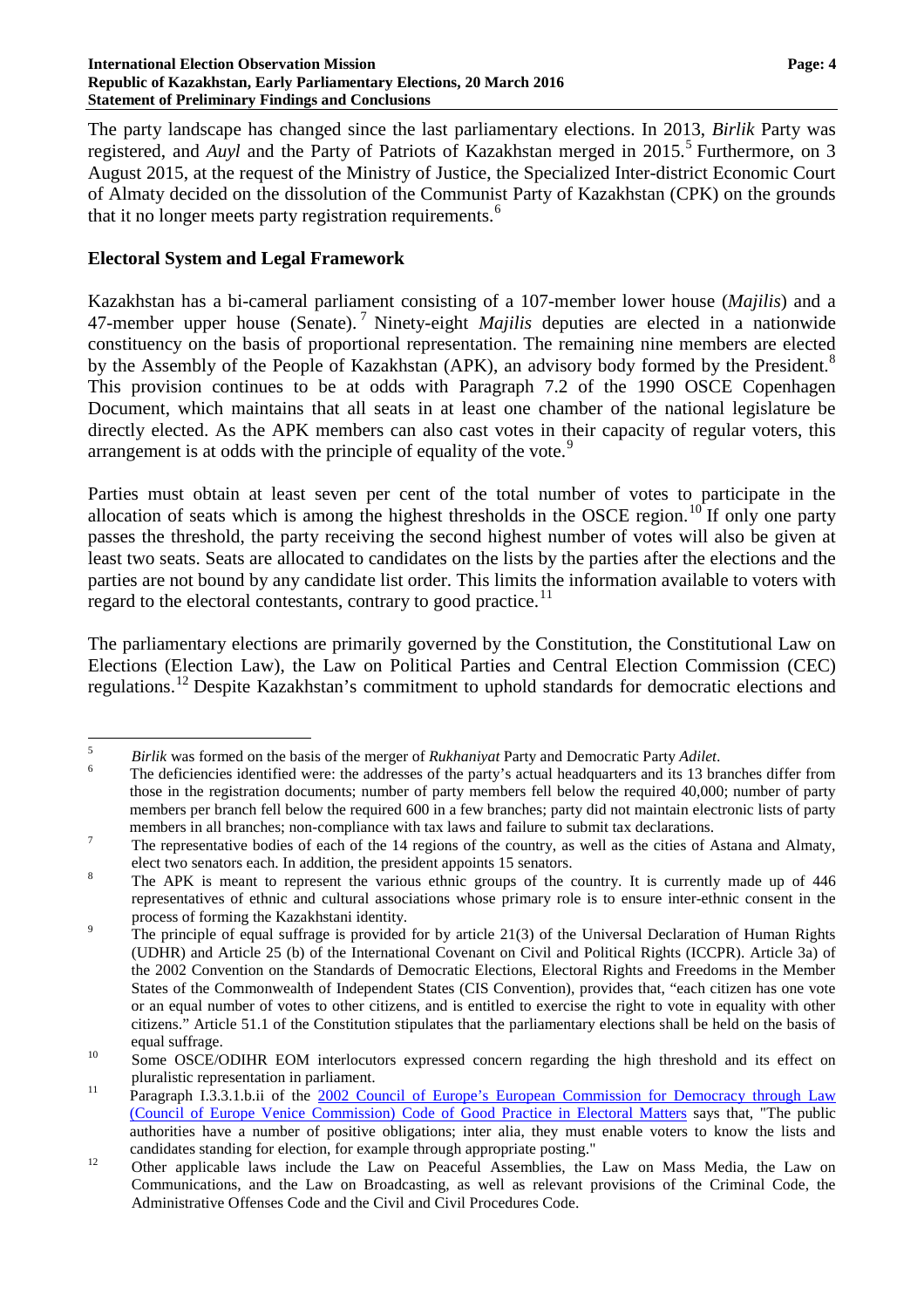The party landscape has changed since the last parliamentary elections. In 2013, *Birlik* Party was registered, and *Auyl* and the Party of Patriots of Kazakhstan merged in 2015.[5] Furthermore, on 3 August 2015, at the request of the Ministry of Justice, the Specialized Inter-district Economic Court of Almaty decided on the dissolution of the Communist Party of Kazakhstan (CPK) on the grounds that it no longer meets party registration requirements.[6]

## Electoral System and Legal Framework

Kazakhstan has a bi-cameral parliament consisting of a 107-member lower house (*Majilis*) and a 47-member upper house (Senate).[7] Ninety-eight *Majilis* deputies are elected in a nationwide constituency on the basis of proportional representation. The remaining nine members are elected by the Assembly of the People of Kazakhstan (APK), an advisory body formed by the President.[8] This provision continues to be at odds with Paragraph 7.2 of the 1990 OSCE Copenhagen Document, which maintains that all seats in at least one chamber of the national legislature be directly elected. As the APK members can also cast votes in their capacity of regular voters, this arrangement is at odds with the principle of equality of the vote.[9]

Parties must obtain at least seven per cent of the total number of votes to participate in the allocation of seats which is among the highest thresholds in the OSCE region.[10] If only one party passes the threshold, the party receiving the second highest number of votes will also be given at least two seats. Seats are allocated to candidates on the lists by the parties after the elections and the parties are not bound by any candidate list order. This limits the information available to voters with regard to the electoral contestants, contrary to good practice.[11]

The parliamentary elections are primarily governed by the Constitution, the Constitutional Law on Elections (Election Law), the Law on Political Parties and Central Election Commission (CEC) regulations.[12] Despite Kazakhstan's commitment to uphold standards for democratic elections and

---

[5] *Birlik* was formed on the basis of the merger of *Rukhaniyat* Party and Democratic Party *Adilet*.

[6] The deficiencies identified were: the addresses of the party's actual headquarters and its 13 branches differ from those in the registration documents; number of party members fell below the required 40,000; number of party members per branch fell below the required 600 in a few branches; party did not maintain electronic lists of party members in all branches; non-compliance with tax laws and failure to submit tax declarations.

[7] The representative bodies of each of the 14 regions of the country, as well as the cities of Astana and Almaty, elect two senators each. In addition, the president appoints 15 senators.

[8] The APK is meant to represent the various ethnic groups of the country. It is currently made up of 446 representatives of ethnic and cultural associations whose primary role is to ensure inter-ethnic consent in the process of forming the Kazakhstani identity.

[9] The principle of equal suffrage is provided for by article 21(3) of the Universal Declaration of Human Rights (UDHR) and Article 25 (b) of the International Covenant on Civil and Political Rights (ICCPR). Article 3a) of the 2002 Convention on the Standards of Democratic Elections, Electoral Rights and Freedoms in the Member States of the Commonwealth of Independent States (CIS Convention), provides that, "each citizen has one vote or an equal number of votes to other citizens, and is entitled to exercise the right to vote in equality with other citizens." Article 51.1 of the Constitution stipulates that the parliamentary elections shall be held on the basis of equal suffrage.

[10] Some OSCE/ODIHR EOM interlocutors expressed concern regarding the high threshold and its effect on pluralistic representation in parliament.

[11] Paragraph I.3.3.1.b.ii of the 2002 Council of Europe's European Commission for Democracy through Law (Council of Europe Venice Commission) Code of Good Practice in Electoral Matters says that, "The public authorities have a number of positive obligations; inter alia, they must enable voters to know the lists and candidates standing for election, for example through appropriate posting."

[12] Other applicable laws include the Law on Peaceful Assemblies, the Law on Mass Media, the Law on Communications, and the Law on Broadcasting, as well as relevant provisions of the Criminal Code, the Administrative Offenses Code and the Civil and Civil Procedures Code.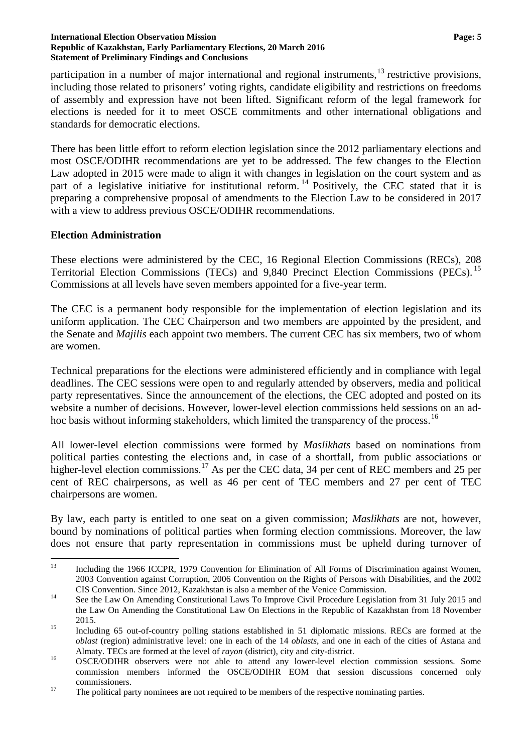participation in a number of major international and regional instruments,[13] restrictive provisions, including those related to prisoners' voting rights, candidate eligibility and restrictions on freedoms of assembly and expression have not been lifted. Significant reform of the legal framework for elections is needed for it to meet OSCE commitments and other international obligations and standards for democratic elections.

There has been little effort to reform election legislation since the 2012 parliamentary elections and most OSCE/ODIHR recommendations are yet to be addressed. The few changes to the Election Law adopted in 2015 were made to align it with changes in legislation on the court system and as part of a legislative initiative for institutional reform.[14] Positively, the CEC stated that it is preparing a comprehensive proposal of amendments to the Election Law to be considered in 2017 with a view to address previous OSCE/ODIHR recommendations.

## Election Administration

These elections were administered by the CEC, 16 Regional Election Commissions (RECs), 208 Territorial Election Commissions (TECs) and 9,840 Precinct Election Commissions (PECs).[15] Commissions at all levels have seven members appointed for a five-year term.

The CEC is a permanent body responsible for the implementation of election legislation and its uniform application. The CEC Chairperson and two members are appointed by the president, and the Senate and *Majilis* each appoint two members. The current CEC has six members, two of whom are women.

Technical preparations for the elections were administered efficiently and in compliance with legal deadlines. The CEC sessions were open to and regularly attended by observers, media and political party representatives. Since the announcement of the elections, the CEC adopted and posted on its website a number of decisions. However, lower-level election commissions held sessions on an ad-hoc basis without informing stakeholders, which limited the transparency of the process.[16]

All lower-level election commissions were formed by *Maslikhats* based on nominations from political parties contesting the elections and, in case of a shortfall, from public associations or higher-level election commissions.[17] As per the CEC data, 34 per cent of REC members and 25 per cent of REC chairpersons, as well as 46 per cent of TEC members and 27 per cent of TEC chairpersons are women.

By law, each party is entitled to one seat on a given commission; *Maslikhats* are not, however, bound by nominations of political parties when forming election commissions. Moreover, the law does not ensure that party representation in commissions must be upheld during turnover of

---

[13] Including the 1966 ICCPR, 1979 Convention for Elimination of All Forms of Discrimination against Women, 2003 Convention against Corruption, 2006 Convention on the Rights of Persons with Disabilities, and the 2002 CIS Convention. Since 2012, Kazakhstan is also a member of the Venice Commission.

[14] See the Law On Amending Constitutional Laws To Improve Civil Procedure Legislation from 31 July 2015 and the Law On Amending the Constitutional Law On Elections in the Republic of Kazakhstan from 18 November 2015.

[15] Including 65 out-of-country polling stations established in 51 diplomatic missions. RECs are formed at the *oblast* (region) administrative level: one in each of the 14 *oblasts*, and one in each of the cities of Astana and Almaty. TECs are formed at the level of *rayon* (district), city and city-district.

[16] OSCE/ODIHR observers were not able to attend any lower-level election commission sessions. Some commission members informed the OSCE/ODIHR EOM that session discussions concerned only commissioners.

[17] The political party nominees are not required to be members of the respective nominating parties.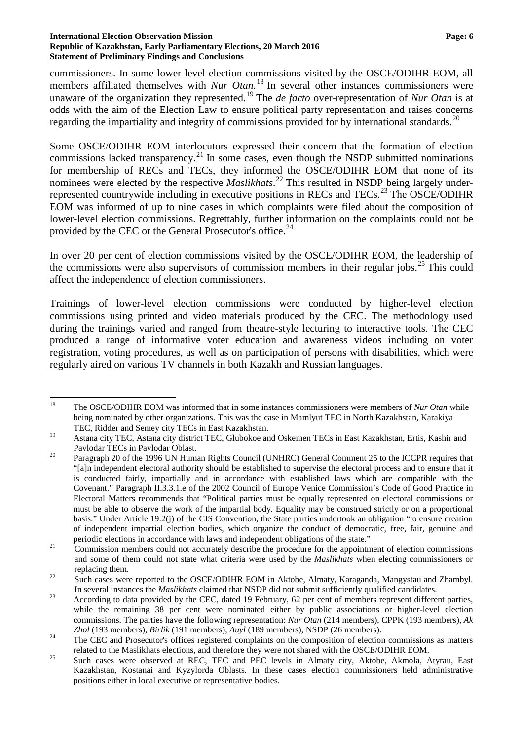commissioners. In some lower-level election commissions visited by the OSCE/ODIHR EOM, all members affiliated themselves with *Nur Otan*.[18] In several other instances commissioners were unaware of the organization they represented.[19] The *de facto* over-representation of *Nur Otan* is at odds with the aim of the Election Law to ensure political party representation and raises concerns regarding the impartiality and integrity of commissions provided for by international standards.[20]

Some OSCE/ODIHR EOM interlocutors expressed their concern that the formation of election commissions lacked transparency.[21] In some cases, even though the NSDP submitted nominations for membership of RECs and TECs, they informed the OSCE/ODIHR EOM that none of its nominees were elected by the respective *Maslikhats*.[22] This resulted in NSDP being largely under-represented countrywide including in executive positions in RECs and TECs.[23] The OSCE/ODIHR EOM was informed of up to nine cases in which complaints were filed about the composition of lower-level election commissions. Regrettably, further information on the complaints could not be provided by the CEC or the General Prosecutor's office.[24]

In over 20 per cent of election commissions visited by the OSCE/ODIHR EOM, the leadership of the commissions were also supervisors of commission members in their regular jobs.[25] This could affect the independence of election commissioners.

Trainings of lower-level election commissions were conducted by higher-level election commissions using printed and video materials produced by the CEC. The methodology used during the trainings varied and ranged from theatre-style lecturing to interactive tools. The CEC produced a range of informative voter education and awareness videos including on voter registration, voting procedures, as well as on participation of persons with disabilities, which were regularly aired on various TV channels in both Kazakh and Russian languages.

---

[18] The OSCE/ODIHR EOM was informed that in some instances commissioners were members of *Nur Otan* while being nominated by other organizations. This was the case in Mamlyut TEC in North Kazakhstan, Karakiya TEC, Ridder and Semey city TECs in East Kazakhstan.

[19] Astana city TEC, Astana city district TEC, Glubokoe and Oskemen TECs in East Kazakhstan, Ertis, Kashir and Pavlodar TECs in Pavlodar Oblast.

[20] Paragraph 20 of the 1996 UN Human Rights Council (UNHRC) General Comment 25 to the ICCPR requires that "[a]n independent electoral authority should be established to supervise the electoral process and to ensure that it is conducted fairly, impartially and in accordance with established laws which are compatible with the Covenant." Paragraph II.3.3.1.e of the 2002 Council of Europe Venice Commission's Code of Good Practice in Electoral Matters recommends that "Political parties must be equally represented on electoral commissions or must be able to observe the work of the impartial body. Equality may be construed strictly or on a proportional basis." Under Article 19.2(j) of the CIS Convention, the State parties undertook an obligation "to ensure creation of independent impartial election bodies, which organize the conduct of democratic, free, fair, genuine and periodic elections in accordance with laws and independent obligations of the state."

[21] Commission members could not accurately describe the procedure for the appointment of election commissions and some of them could not state what criteria were used by the *Maslikhats* when electing commissioners or replacing them.

[22] Such cases were reported to the OSCE/ODIHR EOM in Aktobe, Almaty, Karaganda, Mangystau and Zhambyl. In several instances the *Maslikhats* claimed that NSDP did not submit sufficiently qualified candidates.

[23] According to data provided by the CEC, dated 19 February, 62 per cent of members represent different parties, while the remaining 38 per cent were nominated either by public associations or higher-level election commissions. The parties have the following representation: *Nur Otan* (214 members), CPPK (193 members), *Ak Zhol* (193 members), *Birlik* (191 members), *Auyl* (189 members), NSDP (26 members).

[24] The CEC and Prosecutor's offices registered complaints on the composition of election commissions as matters related to the Maslikhats elections, and therefore they were not shared with the OSCE/ODIHR EOM.

[25] Such cases were observed at REC, TEC and PEC levels in Almaty city, Aktobe, Akmola, Atyrau, East Kazakhstan, Kostanai and Kyzylorda Oblasts. In these cases election commissioners held administrative positions either in local executive or representative bodies.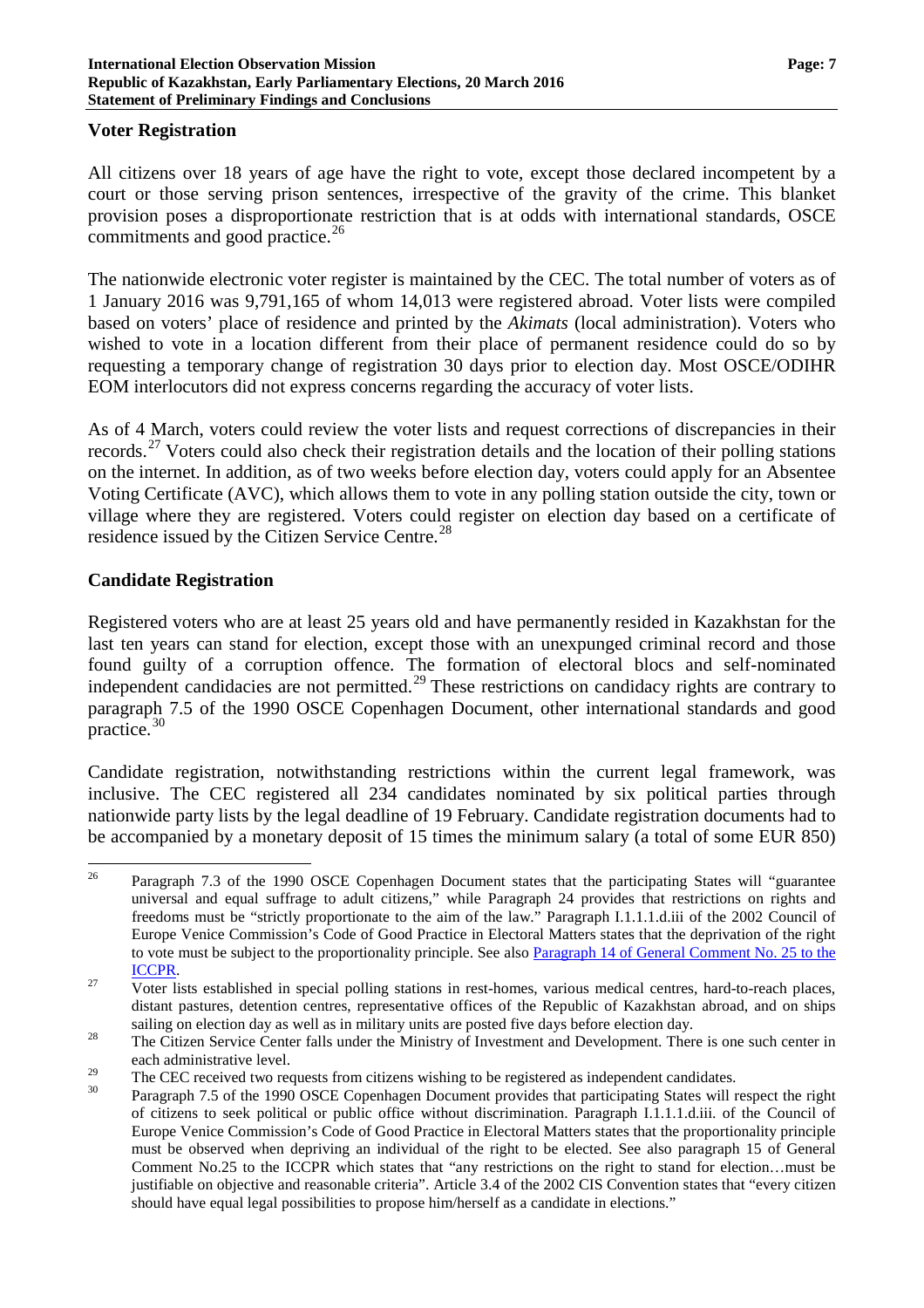## Voter Registration

All citizens over 18 years of age have the right to vote, except those declared incompetent by a court or those serving prison sentences, irrespective of the gravity of the crime. This blanket provision poses a disproportionate restriction that is at odds with international standards, OSCE commitments and good practice.[26]

The nationwide electronic voter register is maintained by the CEC. The total number of voters as of 1 January 2016 was 9,791,165 of whom 14,013 were registered abroad. Voter lists were compiled based on voters' place of residence and printed by the *Akimats* (local administration). Voters who wished to vote in a location different from their place of permanent residence could do so by requesting a temporary change of registration 30 days prior to election day. Most OSCE/ODIHR EOM interlocutors did not express concerns regarding the accuracy of voter lists.

As of 4 March, voters could review the voter lists and request corrections of discrepancies in their records.[27] Voters could also check their registration details and the location of their polling stations on the internet. In addition, as of two weeks before election day, voters could apply for an Absentee Voting Certificate (AVC), which allows them to vote in any polling station outside the city, town or village where they are registered. Voters could register on election day based on a certificate of residence issued by the Citizen Service Centre.[28]

## Candidate Registration

Registered voters who are at least 25 years old and have permanently resided in Kazakhstan for the last ten years can stand for election, except those with an unexpunged criminal record and those found guilty of a corruption offence. The formation of electoral blocs and self-nominated independent candidacies are not permitted.[29] These restrictions on candidacy rights are contrary to paragraph 7.5 of the 1990 OSCE Copenhagen Document, other international standards and good practice.[30]

Candidate registration, notwithstanding restrictions within the current legal framework, was inclusive. The CEC registered all 234 candidates nominated by six political parties through nationwide party lists by the legal deadline of 19 February. Candidate registration documents had to be accompanied by a monetary deposit of 15 times the minimum salary (a total of some EUR 850)

---

[26] Paragraph 7.3 of the 1990 OSCE Copenhagen Document states that the participating States will "guarantee universal and equal suffrage to adult citizens," while Paragraph 24 provides that restrictions on rights and freedoms must be "strictly proportionate to the aim of the law." Paragraph I.1.1.1.d.iii of the 2002 Council of Europe Venice Commission's Code of Good Practice in Electoral Matters states that the deprivation of the right to vote must be subject to the proportionality principle. See also Paragraph 14 of General Comment No. 25 to the ICCPR.

[27] Voter lists established in special polling stations in rest-homes, various medical centres, hard-to-reach places, distant pastures, detention centres, representative offices of the Republic of Kazakhstan abroad, and on ships sailing on election day as well as in military units are posted five days before election day.

[28] The Citizen Service Center falls under the Ministry of Investment and Development. There is one such center in each administrative level.

[29] The CEC received two requests from citizens wishing to be registered as independent candidates.

[30] Paragraph 7.5 of the 1990 OSCE Copenhagen Document provides that participating States will respect the right of citizens to seek political or public office without discrimination. Paragraph I.1.1.1.d.iii. of the Council of Europe Venice Commission's Code of Good Practice in Electoral Matters states that the proportionality principle must be observed when depriving an individual of the right to be elected. See also paragraph 15 of General Comment No.25 to the ICCPR which states that "any restrictions on the right to stand for election…must be justifiable on objective and reasonable criteria". Article 3.4 of the 2002 CIS Convention states that "every citizen should have equal legal possibilities to propose him/herself as a candidate in elections."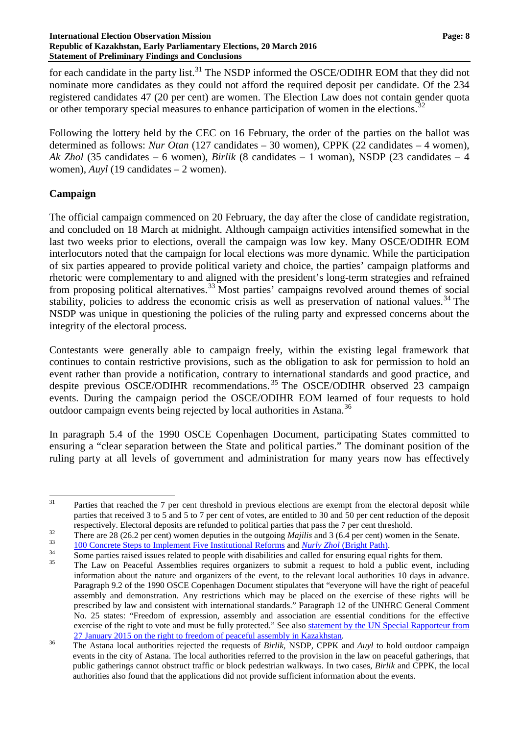for each candidate in the party list.[31] The NSDP informed the OSCE/ODIHR EOM that they did not nominate more candidates as they could not afford the required deposit per candidate. Of the 234 registered candidates 47 (20 per cent) are women. The Election Law does not contain gender quota or other temporary special measures to enhance participation of women in the elections.[32]

Following the lottery held by the CEC on 16 February, the order of the parties on the ballot was determined as follows: *Nur Otan* (127 candidates – 30 women), CPPK (22 candidates – 4 women), *Ak Zhol* (35 candidates – 6 women), *Birlik* (8 candidates – 1 woman), NSDP (23 candidates – 4 women), *Auyl* (19 candidates – 2 women).

## Campaign

The official campaign commenced on 20 February, the day after the close of candidate registration, and concluded on 18 March at midnight. Although campaign activities intensified somewhat in the last two weeks prior to elections, overall the campaign was low key. Many OSCE/ODIHR EOM interlocutors noted that the campaign for local elections was more dynamic. While the participation of six parties appeared to provide political variety and choice, the parties' campaign platforms and rhetoric were complementary to and aligned with the president's long-term strategies and refrained from proposing political alternatives.[33] Most parties' campaigns revolved around themes of social stability, policies to address the economic crisis as well as preservation of national values.[34] The NSDP was unique in questioning the policies of the ruling party and expressed concerns about the integrity of the electoral process.

Contestants were generally able to campaign freely, within the existing legal framework that continues to contain restrictive provisions, such as the obligation to ask for permission to hold an event rather than provide a notification, contrary to international standards and good practice, and despite previous OSCE/ODIHR recommendations.[35] The OSCE/ODIHR observed 23 campaign events. During the campaign period the OSCE/ODIHR EOM learned of four requests to hold outdoor campaign events being rejected by local authorities in Astana.[36]

In paragraph 5.4 of the 1990 OSCE Copenhagen Document, participating States committed to ensuring a "clear separation between the State and political parties." The dominant position of the ruling party at all levels of government and administration for many years now has effectively

---

[31] Parties that reached the 7 per cent threshold in previous elections are exempt from the electoral deposit while parties that received 3 to 5 and 5 to 7 per cent of votes, are entitled to 30 and 50 per cent reduction of the deposit respectively. Electoral deposits are refunded to political parties that pass the 7 per cent threshold.

[32] There are 28 (26.2 per cent) women deputies in the outgoing *Majilis* and 3 (6.4 per cent) women in the Senate.

[33] 100 Concrete Steps to Implement Five Institutional Reforms and *Nurly Zhol* (Bright Path).

[34] Some parties raised issues related to people with disabilities and called for ensuring equal rights for them.

[35] The Law on Peaceful Assemblies requires organizers to submit a request to hold a public event, including information about the nature and organizers of the event, to the relevant local authorities 10 days in advance. Paragraph 9.2 of the 1990 OSCE Copenhagen Document stipulates that "everyone will have the right of peaceful assembly and demonstration. Any restrictions which may be placed on the exercise of these rights will be prescribed by law and consistent with international standards." Paragraph 12 of the UNHRC General Comment No. 25 states: "Freedom of expression, assembly and association are essential conditions for the effective exercise of the right to vote and must be fully protected." See also statement by the UN Special Rapporteur from 27 January 2015 on the right to freedom of peaceful assembly in Kazakhstan.

[36] The Astana local authorities rejected the requests of *Birlik*, NSDP, CPPK and *Auyl* to hold outdoor campaign events in the city of Astana. The local authorities referred to the provision in the law on peaceful gatherings, that public gatherings cannot obstruct traffic or block pedestrian walkways. In two cases, *Birlik* and CPPK, the local authorities also found that the applications did not provide sufficient information about the events.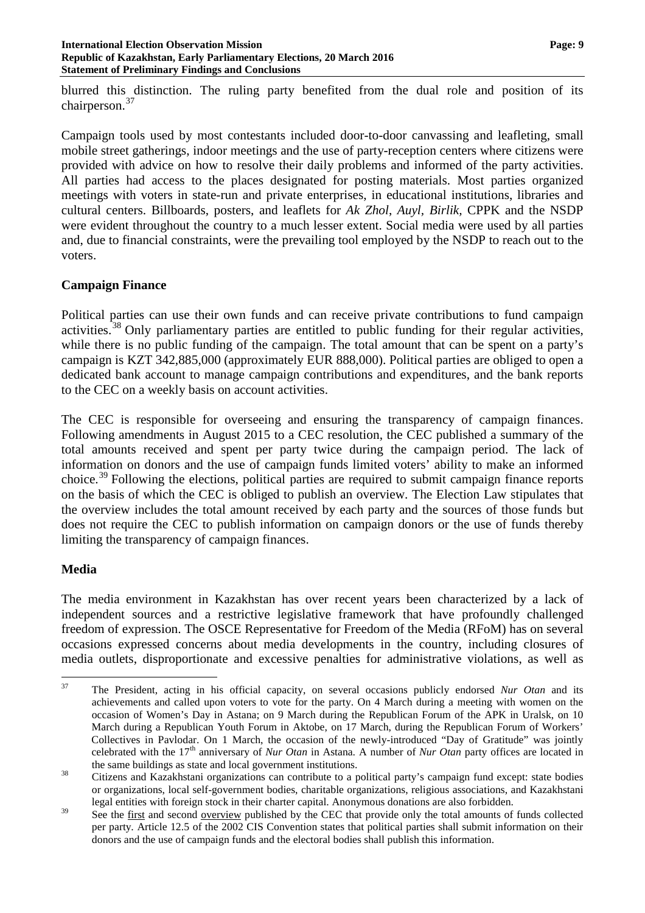blurred this distinction. The ruling party benefited from the dual role and position of its chairperson.[37]

Campaign tools used by most contestants included door-to-door canvassing and leafleting, small mobile street gatherings, indoor meetings and the use of party-reception centers where citizens were provided with advice on how to resolve their daily problems and informed of the party activities. All parties had access to the places designated for posting materials. Most parties organized meetings with voters in state-run and private enterprises, in educational institutions, libraries and cultural centers. Billboards, posters, and leaflets for *Ak Zhol*, *Auyl*, *Birlik*, CPPK and the NSDP were evident throughout the country to a much lesser extent. Social media were used by all parties and, due to financial constraints, were the prevailing tool employed by the NSDP to reach out to the voters.

## Campaign Finance

Political parties can use their own funds and can receive private contributions to fund campaign activities.[38] Only parliamentary parties are entitled to public funding for their regular activities, while there is no public funding of the campaign. The total amount that can be spent on a party's campaign is KZT 342,885,000 (approximately EUR 888,000). Political parties are obliged to open a dedicated bank account to manage campaign contributions and expenditures, and the bank reports to the CEC on a weekly basis on account activities.

The CEC is responsible for overseeing and ensuring the transparency of campaign finances. Following amendments in August 2015 to a CEC resolution, the CEC published a summary of the total amounts received and spent per party twice during the campaign period. The lack of information on donors and the use of campaign funds limited voters' ability to make an informed choice.[39] Following the elections, political parties are required to submit campaign finance reports on the basis of which the CEC is obliged to publish an overview. The Election Law stipulates that the overview includes the total amount received by each party and the sources of those funds but does not require the CEC to publish information on campaign donors or the use of funds thereby limiting the transparency of campaign finances.

## Media

The media environment in Kazakhstan has over recent years been characterized by a lack of independent sources and a restrictive legislative framework that have profoundly challenged freedom of expression. The OSCE Representative for Freedom of the Media (RFoM) has on several occasions expressed concerns about media developments in the country, including closures of media outlets, disproportionate and excessive penalties for administrative violations, as well as

---

[37] The President, acting in his official capacity, on several occasions publicly endorsed *Nur Otan* and its achievements and called upon voters to vote for the party. On 4 March during a meeting with women on the occasion of Women's Day in Astana; on 9 March during the Republican Forum of the APK in Uralsk, on 10 March during a Republican Youth Forum in Aktobe, on 17 March, during the Republican Forum of Workers' Collectives in Pavlodar. On 1 March, the occasion of the newly-introduced "Day of Gratitude" was jointly celebrated with the 17th anniversary of *Nur Otan* in Astana. A number of *Nur Otan* party offices are located in the same buildings as state and local government institutions.

[38] Citizens and Kazakhstani organizations can contribute to a political party's campaign fund except: state bodies or organizations, local self-government bodies, charitable organizations, religious associations, and Kazakhstani legal entities with foreign stock in their charter capital. Anonymous donations are also forbidden.

[39] See the first and second overview published by the CEC that provide only the total amounts of funds collected per party. Article 12.5 of the 2002 CIS Convention states that political parties shall submit information on their donors and the use of campaign funds and the electoral bodies shall publish this information.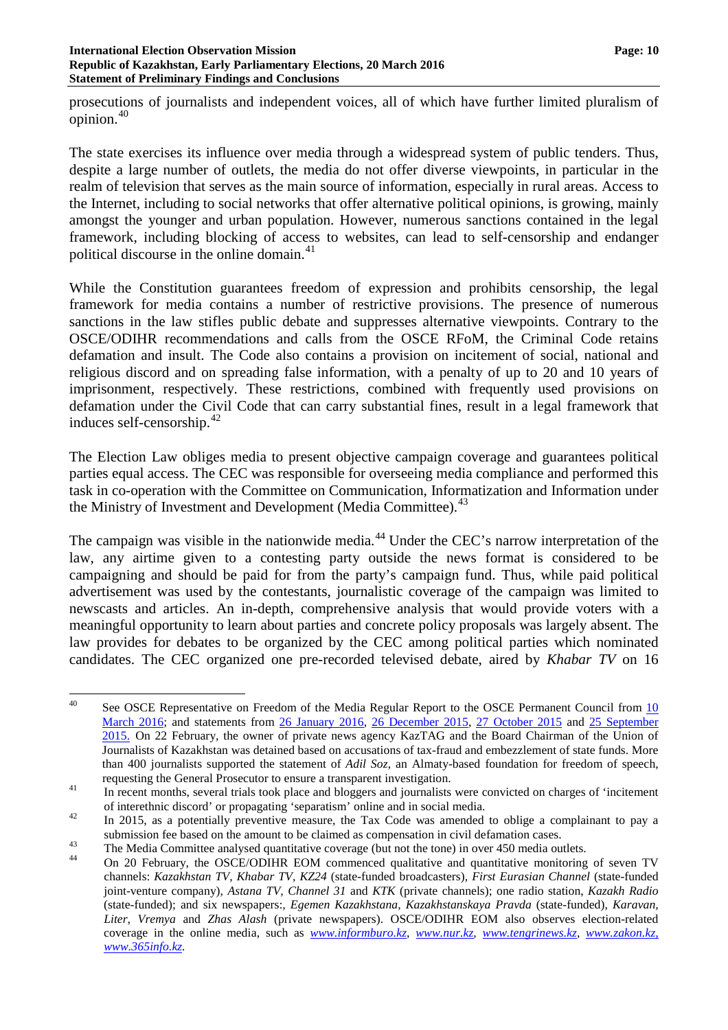prosecutions of journalists and independent voices, all of which have further limited pluralism of opinion.[40]

The state exercises its influence over media through a widespread system of public tenders. Thus, despite a large number of outlets, the media do not offer diverse viewpoints, in particular in the realm of television that serves as the main source of information, especially in rural areas. Access to the Internet, including to social networks that offer alternative political opinions, is growing, mainly amongst the younger and urban population. However, numerous sanctions contained in the legal framework, including blocking of access to websites, can lead to self-censorship and endanger political discourse in the online domain.[41]

While the Constitution guarantees freedom of expression and prohibits censorship, the legal framework for media contains a number of restrictive provisions. The presence of numerous sanctions in the law stifles public debate and suppresses alternative viewpoints. Contrary to the OSCE/ODIHR recommendations and calls from the OSCE RFoM, the Criminal Code retains defamation and insult. The Code also contains a provision on incitement of social, national and religious discord and on spreading false information, with a penalty of up to 20 and 10 years of imprisonment, respectively. These restrictions, combined with frequently used provisions on defamation under the Civil Code that can carry substantial fines, result in a legal framework that induces self-censorship.[42]

The Election Law obliges media to present objective campaign coverage and guarantees political parties equal access. The CEC was responsible for overseeing media compliance and performed this task in co-operation with the Committee on Communication, Informatization and Information under the Ministry of Investment and Development (Media Committee).[43]

The campaign was visible in the nationwide media.[44] Under the CEC's narrow interpretation of the law, any airtime given to a contesting party outside the news format is considered to be campaigning and should be paid for from the party's campaign fund. Thus, while paid political advertisement was used by the contestants, journalistic coverage of the campaign was limited to newscasts and articles. An in-depth, comprehensive analysis that would provide voters with a meaningful opportunity to learn about parties and concrete policy proposals was largely absent. The law provides for debates to be organized by the CEC among political parties which nominated candidates. The CEC organized one pre-recorded televised debate, aired by *Khabar TV* on 16

---

[40] See OSCE Representative on Freedom of the Media Regular Report to the OSCE Permanent Council from 10 March 2016; and statements from 26 January 2016, 26 December 2015, 27 October 2015 and 25 September 2015. On 22 February, the owner of private news agency KazTAG and the Board Chairman of the Union of Journalists of Kazakhstan was detained based on accusations of tax-fraud and embezzlement of state funds. More than 400 journalists supported the statement of *Adil Soz*, an Almaty-based foundation for freedom of speech, requesting the General Prosecutor to ensure a transparent investigation.

[41] In recent months, several trials took place and bloggers and journalists were convicted on charges of 'incitement of interethnic discord' or propagating 'separatism' online and in social media.

[42] In 2015, as a potentially preventive measure, the Tax Code was amended to oblige a complainant to pay a submission fee based on the amount to be claimed as compensation in civil defamation cases.

[43] The Media Committee analysed quantitative coverage (but not the tone) in over 450 media outlets.

[44] On 20 February, the OSCE/ODIHR EOM commenced qualitative and quantitative monitoring of seven TV channels: *Kazakhstan TV*, *Khabar TV*, *KZ24* (state-funded broadcasters), *First Eurasian Channel* (state-funded joint-venture company), *Astana TV*, *Channel 31* and *KTK* (private channels); one radio station, *Kazakh Radio* (state-funded); and six newspapers:, *Egemen Kazakhstana*, *Kazakhstanskaya Pravda* (state-funded), *Karavan*, *Liter*, *Vremya* and *Zhas Alash* (private newspapers). OSCE/ODIHR EOM also observes election-related coverage in the online media, such as *www.informburo.kz*, *www.nur.kz*, *www.tengrinews.kz*, *www.zakon.kz*, *www.365info.kz*.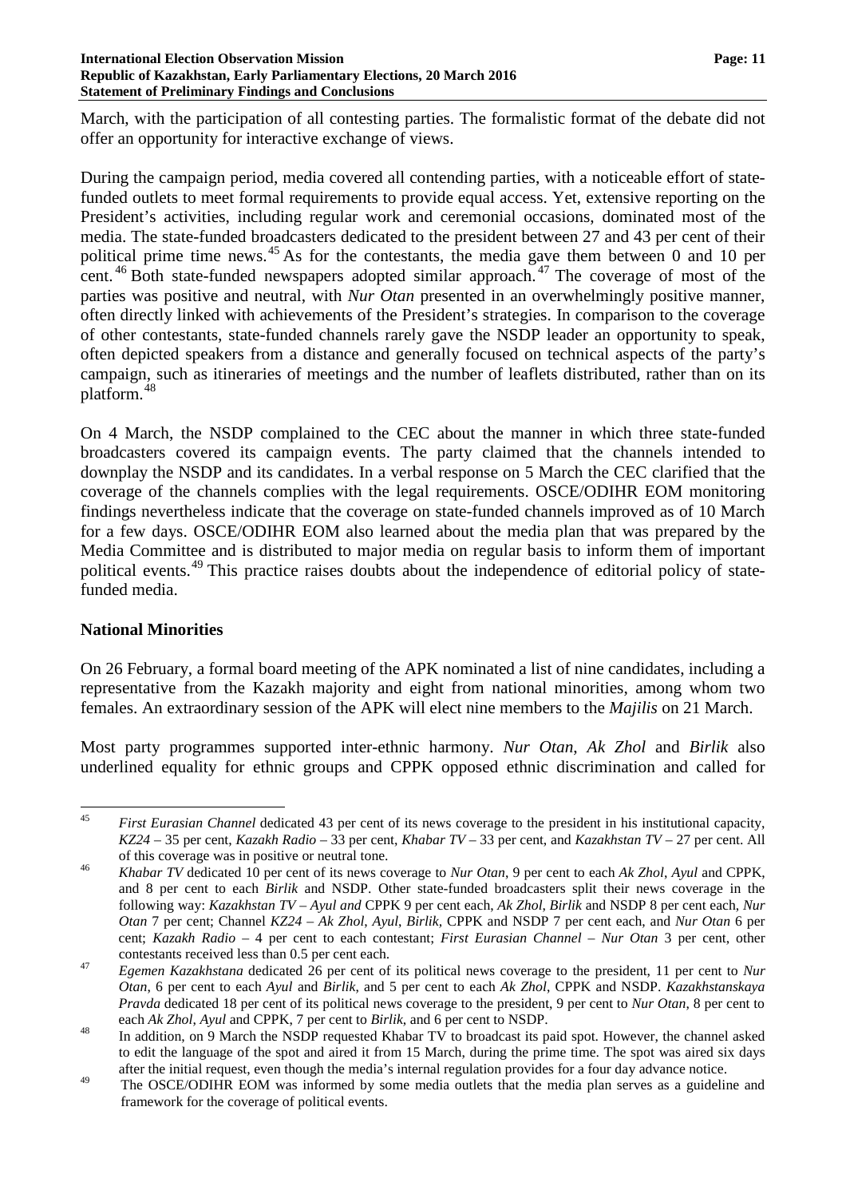March, with the participation of all contesting parties. The formalistic format of the debate did not offer an opportunity for interactive exchange of views.

During the campaign period, media covered all contending parties, with a noticeable effort of state-funded outlets to meet formal requirements to provide equal access. Yet, extensive reporting on the President's activities, including regular work and ceremonial occasions, dominated most of the media. The state-funded broadcasters dedicated to the president between 27 and 43 per cent of their political prime time news.[45] As for the contestants, the media gave them between 0 and 10 per cent.[46] Both state-funded newspapers adopted similar approach.[47] The coverage of most of the parties was positive and neutral, with *Nur Otan* presented in an overwhelmingly positive manner, often directly linked with achievements of the President's strategies. In comparison to the coverage of other contestants, state-funded channels rarely gave the NSDP leader an opportunity to speak, often depicted speakers from a distance and generally focused on technical aspects of the party's campaign, such as itineraries of meetings and the number of leaflets distributed, rather than on its platform.[48]

On 4 March, the NSDP complained to the CEC about the manner in which three state-funded broadcasters covered its campaign events. The party claimed that the channels intended to downplay the NSDP and its candidates. In a verbal response on 5 March the CEC clarified that the coverage of the channels complies with the legal requirements. OSCE/ODIHR EOM monitoring findings nevertheless indicate that the coverage on state-funded channels improved as of 10 March for a few days. OSCE/ODIHR EOM also learned about the media plan that was prepared by the Media Committee and is distributed to major media on regular basis to inform them of important political events.[49] This practice raises doubts about the independence of editorial policy of state-funded media.

### National Minorities

On 26 February, a formal board meeting of the APK nominated a list of nine candidates, including a representative from the Kazakh majority and eight from national minorities, among whom two females. An extraordinary session of the APK will elect nine members to the *Majilis* on 21 March.

Most party programmes supported inter-ethnic harmony. *Nur Otan*, *Ak Zhol* and *Birlik* also underlined equality for ethnic groups and CPPK opposed ethnic discrimination and called for

---

[45] *First Eurasian Channel* dedicated 43 per cent of its news coverage to the president in his institutional capacity, *KZ24* – 35 per cent, *Kazakh Radio* – 33 per cent, *Khabar TV* – 33 per cent, and *Kazakhstan TV* – 27 per cent. All of this coverage was in positive or neutral tone.

[46] *Khabar TV* dedicated 10 per cent of its news coverage to *Nur Otan*, 9 per cent to each *Ak Zhol*, *Ayul* and CPPK, and 8 per cent to each *Birlik* and NSDP. Other state-funded broadcasters split their news coverage in the following way: *Kazakhstan TV* – *Ayul and* CPPK 9 per cent each, *Ak Zhol*, *Birlik* and NSDP 8 per cent each, *Nur Otan* 7 per cent; Channel *KZ24* – *Ak Zhol*, *Ayul*, *Birlik*, CPPK and NSDP 7 per cent each, and *Nur Otan* 6 per cent; *Kazakh Radio* – 4 per cent to each contestant; *First Eurasian Channel* – *Nur Otan* 3 per cent, other contestants received less than 0.5 per cent each.

[47] *Egemen Kazakhstana* dedicated 26 per cent of its political news coverage to the president, 11 per cent to *Nur Otan*, 6 per cent to each *Ayul* and *Birlik*, and 5 per cent to each *Ak Zhol*, CPPK and NSDP. *Kazakhstanskaya Pravda* dedicated 18 per cent of its political news coverage to the president, 9 per cent to *Nur Otan*, 8 per cent to each *Ak Zhol*, *Ayul* and CPPK, 7 per cent to *Birlik*, and 6 per cent to NSDP.

[48] In addition, on 9 March the NSDP requested Khabar TV to broadcast its paid spot. However, the channel asked to edit the language of the spot and aired it from 15 March, during the prime time. The spot was aired six days after the initial request, even though the media's internal regulation provides for a four day advance notice.

[49] The OSCE/ODIHR EOM was informed by some media outlets that the media plan serves as a guideline and framework for the coverage of political events.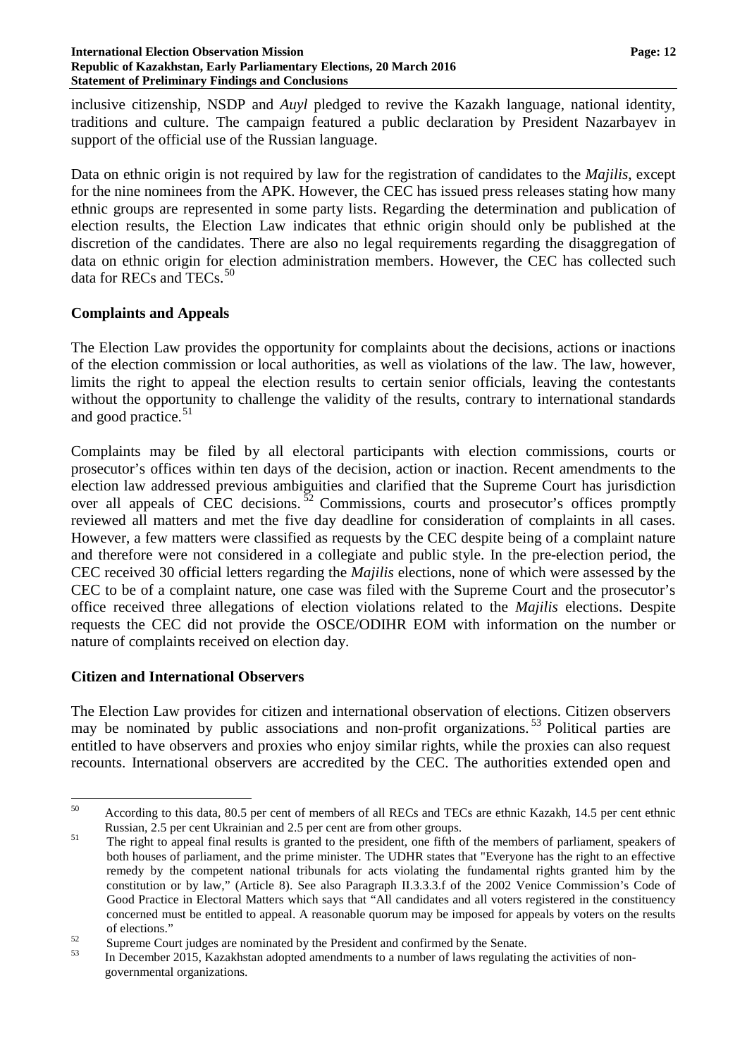inclusive citizenship, NSDP and *Auyl* pledged to revive the Kazakh language, national identity, traditions and culture. The campaign featured a public declaration by President Nazarbayev in support of the official use of the Russian language.

Data on ethnic origin is not required by law for the registration of candidates to the *Majilis*, except for the nine nominees from the APK. However, the CEC has issued press releases stating how many ethnic groups are represented in some party lists. Regarding the determination and publication of election results, the Election Law indicates that ethnic origin should only be published at the discretion of the candidates. There are also no legal requirements regarding the disaggregation of data on ethnic origin for election administration members. However, the CEC has collected such data for RECs and TECs.[50]

## Complaints and Appeals

The Election Law provides the opportunity for complaints about the decisions, actions or inactions of the election commission or local authorities, as well as violations of the law. The law, however, limits the right to appeal the election results to certain senior officials, leaving the contestants without the opportunity to challenge the validity of the results, contrary to international standards and good practice.[51]

Complaints may be filed by all electoral participants with election commissions, courts or prosecutor's offices within ten days of the decision, action or inaction. Recent amendments to the election law addressed previous ambiguities and clarified that the Supreme Court has jurisdiction over all appeals of CEC decisions.[52] Commissions, courts and prosecutor's offices promptly reviewed all matters and met the five day deadline for consideration of complaints in all cases. However, a few matters were classified as requests by the CEC despite being of a complaint nature and therefore were not considered in a collegiate and public style. In the pre-election period, the CEC received 30 official letters regarding the *Majilis* elections, none of which were assessed by the CEC to be of a complaint nature, one case was filed with the Supreme Court and the prosecutor's office received three allegations of election violations related to the *Majilis* elections. Despite requests the CEC did not provide the OSCE/ODIHR EOM with information on the number or nature of complaints received on election day.

## Citizen and International Observers

The Election Law provides for citizen and international observation of elections. Citizen observers may be nominated by public associations and non-profit organizations.[53] Political parties are entitled to have observers and proxies who enjoy similar rights, while the proxies can also request recounts. International observers are accredited by the CEC. The authorities extended open and

---

[50] According to this data, 80.5 per cent of members of all RECs and TECs are ethnic Kazakh, 14.5 per cent ethnic Russian, 2.5 per cent Ukrainian and 2.5 per cent are from other groups.

[51] The right to appeal final results is granted to the president, one fifth of the members of parliament, speakers of both houses of parliament, and the prime minister. The UDHR states that "Everyone has the right to an effective remedy by the competent national tribunals for acts violating the fundamental rights granted him by the constitution or by law," (Article 8). See also Paragraph II.3.3.3.f of the 2002 Venice Commission's Code of Good Practice in Electoral Matters which says that "All candidates and all voters registered in the constituency concerned must be entitled to appeal. A reasonable quorum may be imposed for appeals by voters on the results of elections."

[52] Supreme Court judges are nominated by the President and confirmed by the Senate.

[53] In December 2015, Kazakhstan adopted amendments to a number of laws regulating the activities of non-governmental organizations.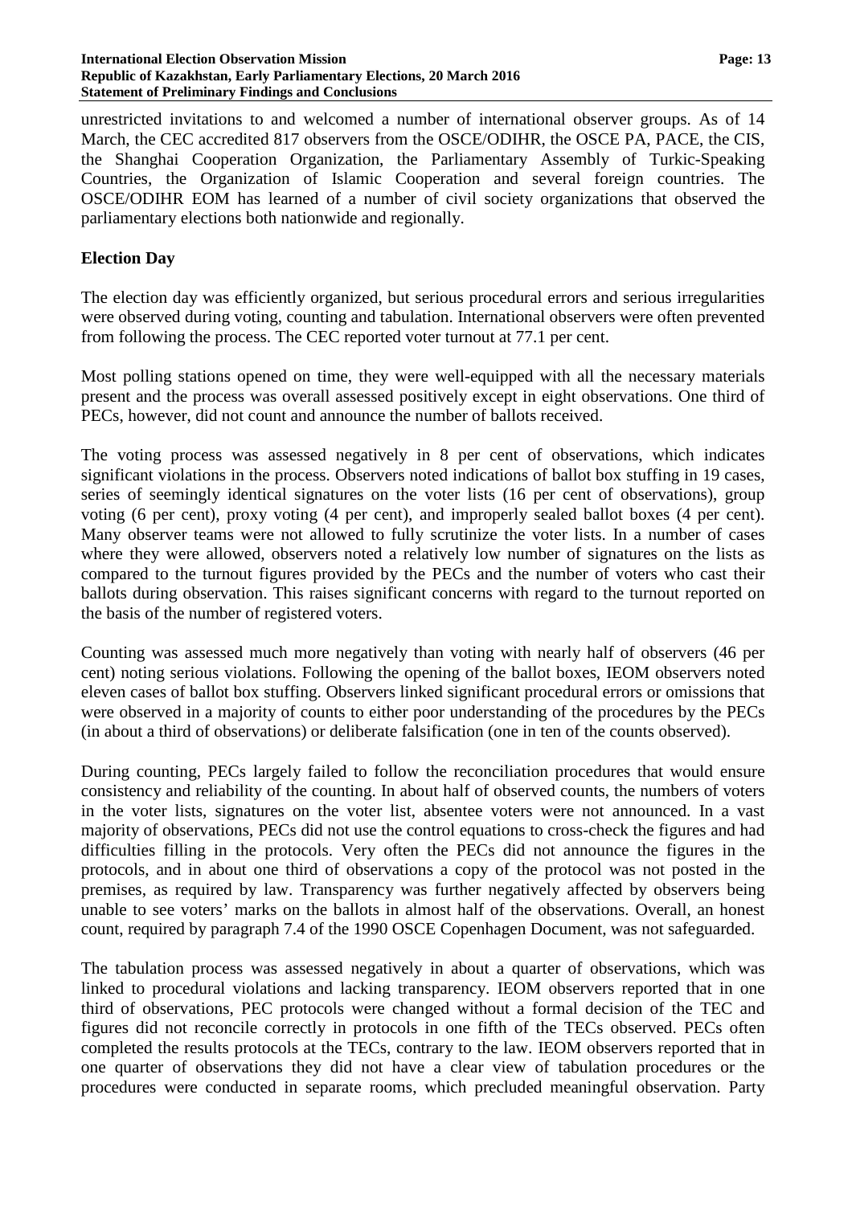unrestricted invitations to and welcomed a number of international observer groups. As of 14 March, the CEC accredited 817 observers from the OSCE/ODIHR, the OSCE PA, PACE, the CIS, the Shanghai Cooperation Organization, the Parliamentary Assembly of Turkic-Speaking Countries, the Organization of Islamic Cooperation and several foreign countries. The OSCE/ODIHR EOM has learned of a number of civil society organizations that observed the parliamentary elections both nationwide and regionally.

## Election Day

The election day was efficiently organized, but serious procedural errors and serious irregularities were observed during voting, counting and tabulation. International observers were often prevented from following the process. The CEC reported voter turnout at 77.1 per cent.

Most polling stations opened on time, they were well-equipped with all the necessary materials present and the process was overall assessed positively except in eight observations. One third of PECs, however, did not count and announce the number of ballots received.

The voting process was assessed negatively in 8 per cent of observations, which indicates significant violations in the process. Observers noted indications of ballot box stuffing in 19 cases, series of seemingly identical signatures on the voter lists (16 per cent of observations), group voting (6 per cent), proxy voting (4 per cent), and improperly sealed ballot boxes (4 per cent). Many observer teams were not allowed to fully scrutinize the voter lists. In a number of cases where they were allowed, observers noted a relatively low number of signatures on the lists as compared to the turnout figures provided by the PECs and the number of voters who cast their ballots during observation. This raises significant concerns with regard to the turnout reported on the basis of the number of registered voters.

Counting was assessed much more negatively than voting with nearly half of observers (46 per cent) noting serious violations. Following the opening of the ballot boxes, IEOM observers noted eleven cases of ballot box stuffing. Observers linked significant procedural errors or omissions that were observed in a majority of counts to either poor understanding of the procedures by the PECs (in about a third of observations) or deliberate falsification (one in ten of the counts observed).

During counting, PECs largely failed to follow the reconciliation procedures that would ensure consistency and reliability of the counting. In about half of observed counts, the numbers of voters in the voter lists, signatures on the voter list, absentee voters were not announced. In a vast majority of observations, PECs did not use the control equations to cross-check the figures and had difficulties filling in the protocols. Very often the PECs did not announce the figures in the protocols, and in about one third of observations a copy of the protocol was not posted in the premises, as required by law. Transparency was further negatively affected by observers being unable to see voters' marks on the ballots in almost half of the observations. Overall, an honest count, required by paragraph 7.4 of the 1990 OSCE Copenhagen Document, was not safeguarded.

The tabulation process was assessed negatively in about a quarter of observations, which was linked to procedural violations and lacking transparency. IEOM observers reported that in one third of observations, PEC protocols were changed without a formal decision of the TEC and figures did not reconcile correctly in protocols in one fifth of the TECs observed. PECs often completed the results protocols at the TECs, contrary to the law. IEOM observers reported that in one quarter of observations they did not have a clear view of tabulation procedures or the procedures were conducted in separate rooms, which precluded meaningful observation. Party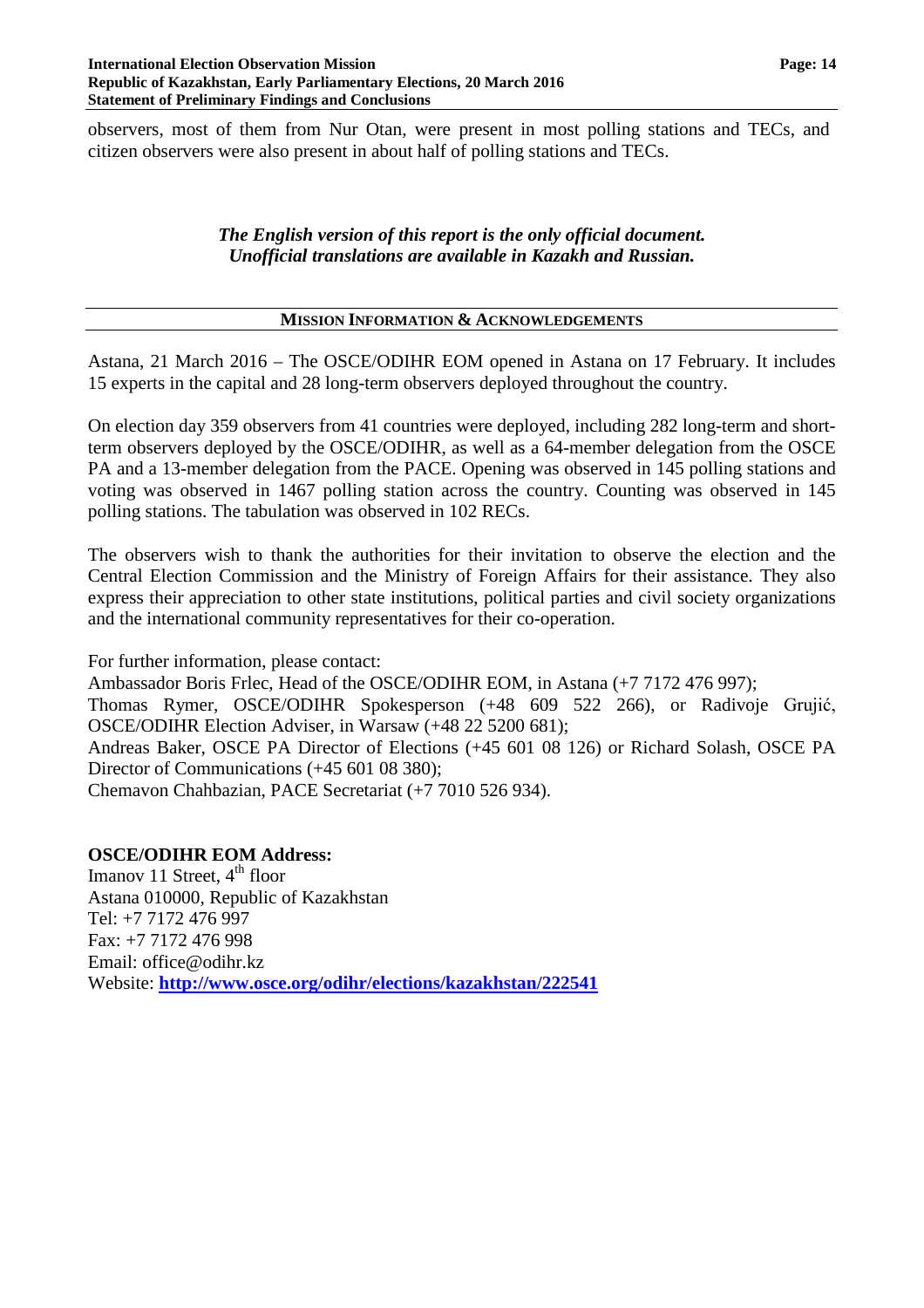observers, most of them from Nur Otan, were present in most polling stations and TECs, and citizen observers were also present in about half of polling stations and TECs.

***The English version of this report is the only official document.***
***Unofficial translations are available in Kazakh and Russian.***

## MISSION INFORMATION & ACKNOWLEDGEMENTS

Astana, 21 March 2016 – The OSCE/ODIHR EOM opened in Astana on 17 February. It includes 15 experts in the capital and 28 long-term observers deployed throughout the country.

On election day 359 observers from 41 countries were deployed, including 282 long-term and short-term observers deployed by the OSCE/ODIHR, as well as a 64-member delegation from the OSCE PA and a 13-member delegation from the PACE. Opening was observed in 145 polling stations and voting was observed in 1467 polling station across the country. Counting was observed in 145 polling stations. The tabulation was observed in 102 RECs.

The observers wish to thank the authorities for their invitation to observe the election and the Central Election Commission and the Ministry of Foreign Affairs for their assistance. They also express their appreciation to other state institutions, political parties and civil society organizations and the international community representatives for their co-operation.

For further information, please contact:
Ambassador Boris Frlec, Head of the OSCE/ODIHR EOM, in Astana (+7 7172 476 997);
Thomas Rymer, OSCE/ODIHR Spokesperson (+48 609 522 266), or Radivoje Grujić, OSCE/ODIHR Election Adviser, in Warsaw (+48 22 5200 681);
Andreas Baker, OSCE PA Director of Elections (+45 601 08 126) or Richard Solash, OSCE PA Director of Communications (+45 601 08 380);
Chemavon Chahbazian, PACE Secretariat (+7 7010 526 934).

**OSCE/ODIHR EOM Address:**
Imanov 11 Street, 4th floor
Astana 010000, Republic of Kazakhstan
Tel: +7 7172 476 997
Fax: +7 7172 476 998
Email: office@odihr.kz
Website: **http://www.osce.org/odihr/elections/kazakhstan/222541**